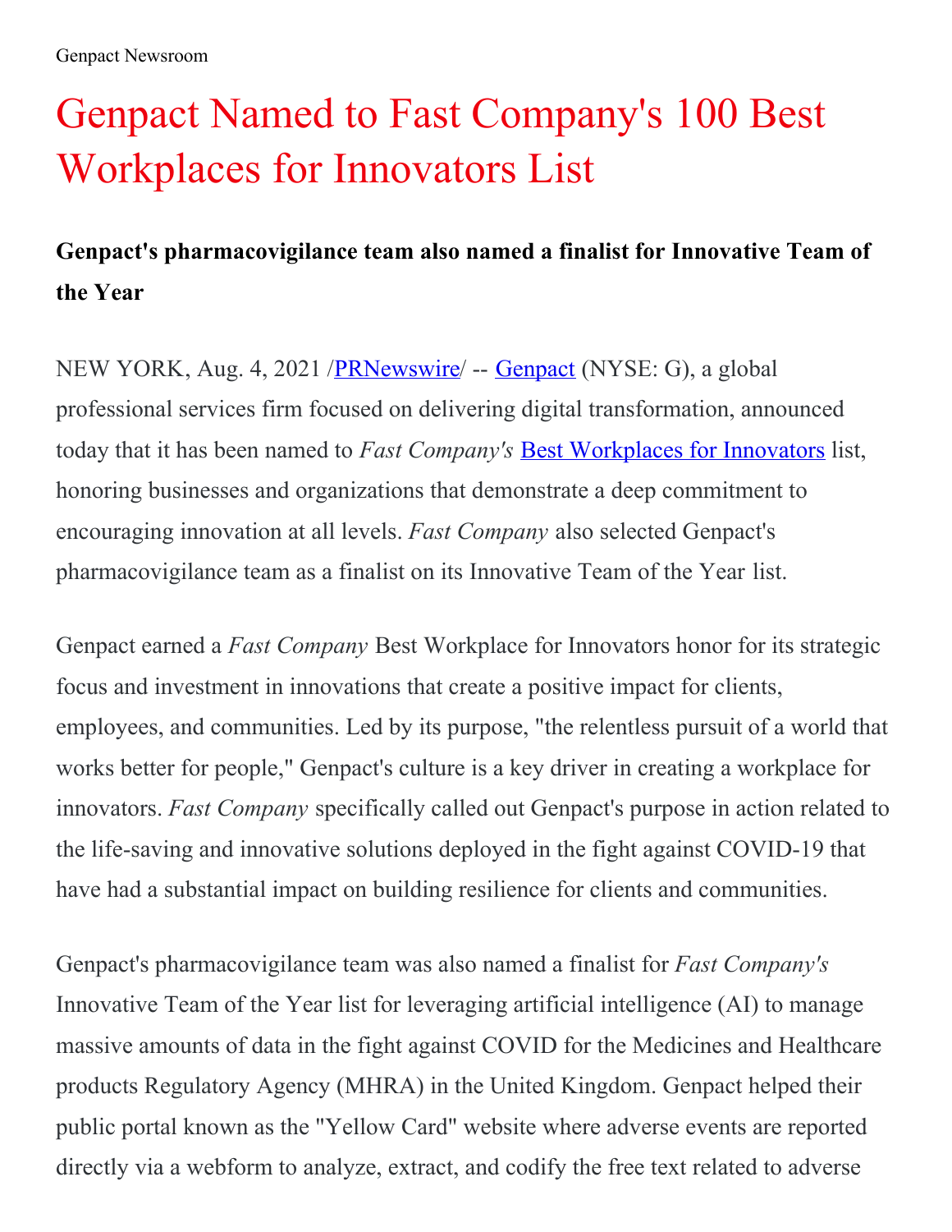Genpact Newsroom

# Genpact Named to Fast Company's 100 Best Workplaces for Innovators List

**Genpact's pharmacovigilance team also named a finalist for Innovative Team of the Year**

NEW YORK, Aug. 4, 2021 /PRNewswire/ -- Genpact (NYSE: G), a global professional services firm focused on delivering digital transformation, announced today that it has been named to *Fast Company's* Best Workplaces for Innovators list, honoring businesses and organizations that demonstrate a deep commitment to encouraging innovation at all levels. *Fast Company* also selected Genpact's pharmacovigilance team as a finalist on its Innovative Team of the Year list.

Genpact earned a *Fast Company* Best Workplace for Innovators honor for its strategic focus and investment in innovations that create a positive impact for clients, employees, and communities. Led by its purpose, "the relentless pursuit of a world that works better for people," Genpact's culture is a key driver in creating a workplace for innovators. *Fast Company* specifically called out Genpact's purpose in action related to the life-saving and innovative solutions deployed in the fight against COVID-19 that have had a substantial impact on building resilience for clients and communities.

Genpact's pharmacovigilance team was also named a finalist for *Fast Company's* Innovative Team of the Year list for leveraging artificial intelligence (AI) to manage massive amounts of data in the fight against COVID for the Medicines and Healthcare products Regulatory Agency (MHRA) in the United Kingdom. Genpact helped their public portal known as the "Yellow Card" website where adverse events are reported directly via a webform to analyze, extract, and codify the free text related to adverse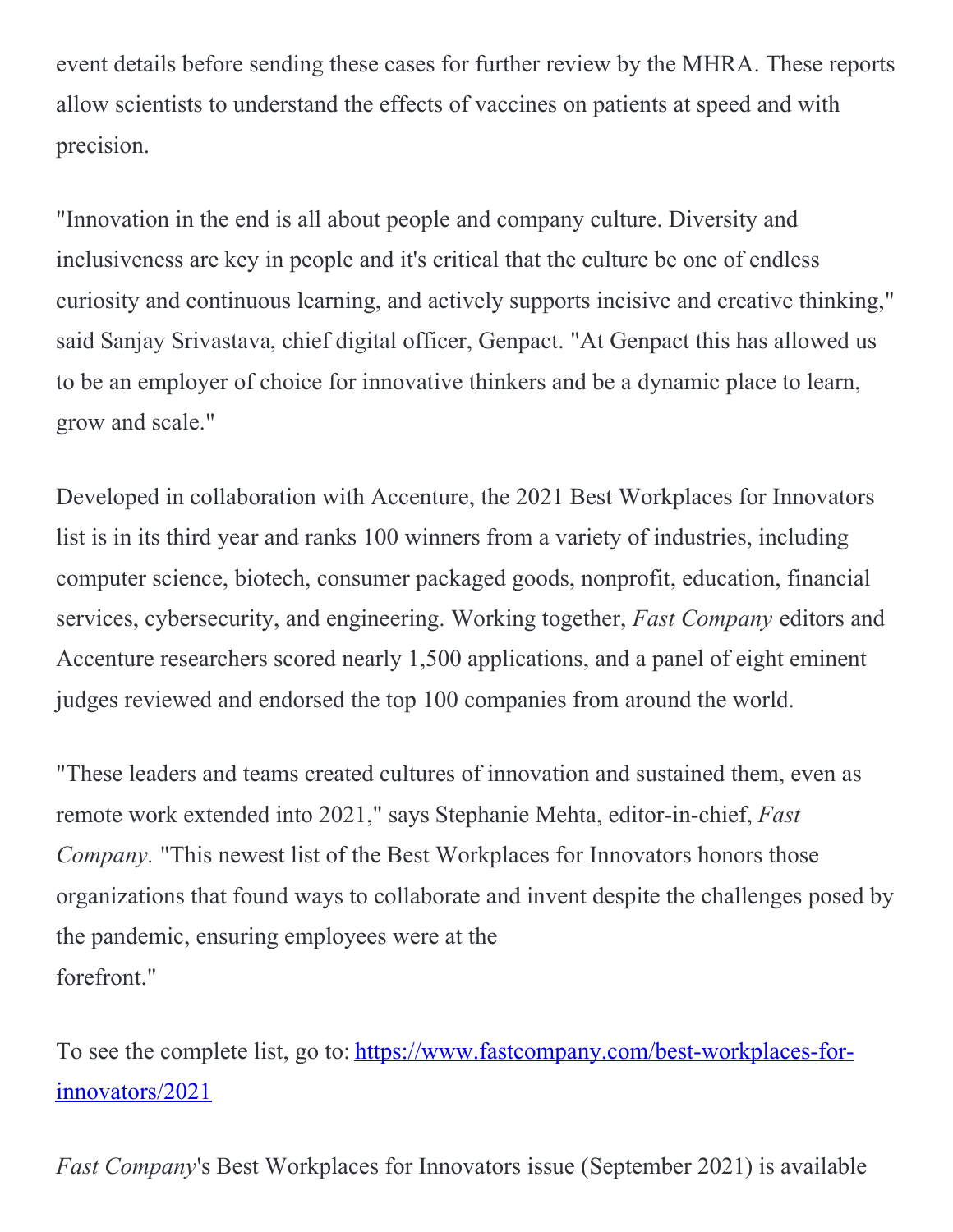event details before sending these cases for further review by the MHRA. These reports allow scientists to understand the effects of vaccines on patients at speed and with precision.

"Innovation in the end is all about people and company culture. Diversity and inclusiveness are key in people and it's critical that the culture be one of endless curiosity and continuous learning, and actively supports incisive and creative thinking," said Sanjay Srivastava, chief digital officer, Genpact. "At Genpact this has allowed us to be an employer of choice for innovative thinkers and be a dynamic place to learn, grow and scale."

Developed in collaboration with Accenture, the 2021 Best Workplaces for Innovators list is in its third year and ranks 100 winners from a variety of industries, including computer science, biotech, consumer packaged goods, nonprofit, education, financial services, cybersecurity, and engineering. Working together, *Fast Company* editors and Accenture researchers scored nearly 1,500 applications, and a panel of eight eminent judges reviewed and endorsed the top 100 companies from around the world.

"These leaders and teams created cultures of innovation and sustained them, even as remote work extended into 2021," says Stephanie Mehta, editor-in-chief, *Fast Company*. "This newest list of the Best Workplaces for Innovators honors those organizations that found ways to collaborate and invent despite the challenges posed by the pandemic, ensuring employees were at the forefront."

To see the complete list, go to: [https://www.fastcompany.com/best-workplaces-for-innovators/2021](https://www.fastcompany.com/best-workplaces-for-innovators/2021)

*Fast Company*'s Best Workplaces for Innovators issue (September 2021) is available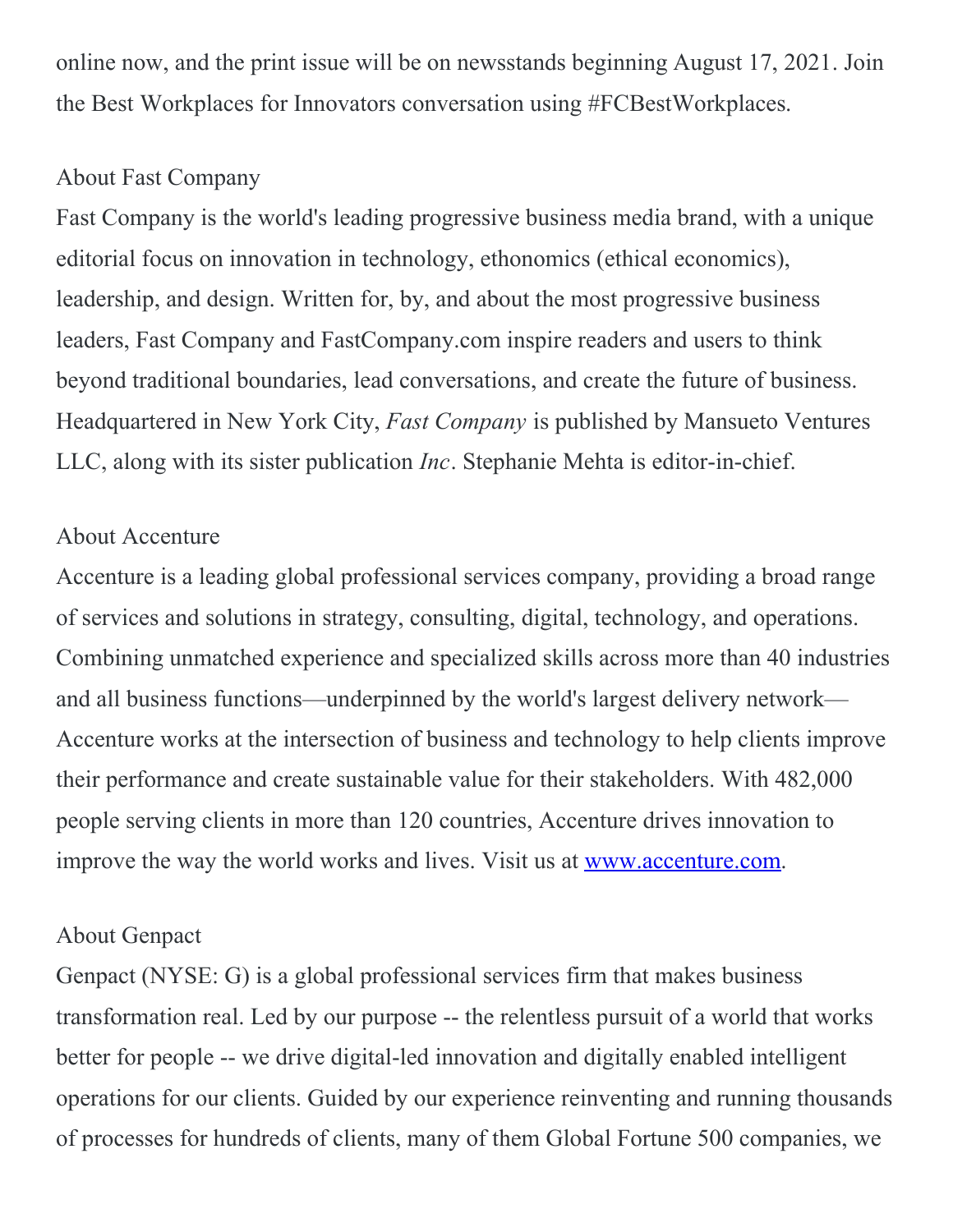online now, and the print issue will be on newsstands beginning August 17, 2021. Join the Best Workplaces for Innovators conversation using #FCBestWorkplaces.

About Fast Company

Fast Company is the world's leading progressive business media brand, with a unique editorial focus on innovation in technology, ethonomics (ethical economics), leadership, and design. Written for, by, and about the most progressive business leaders, Fast Company and FastCompany.com inspire readers and users to think beyond traditional boundaries, lead conversations, and create the future of business. Headquartered in New York City, *Fast Company* is published by Mansueto Ventures LLC, along with its sister publication *Inc*. Stephanie Mehta is editor-in-chief.

About Accenture

Accenture is a leading global professional services company, providing a broad range of services and solutions in strategy, consulting, digital, technology, and operations. Combining unmatched experience and specialized skills across more than 40 industries and all business functions—underpinned by the world's largest delivery network—Accenture works at the intersection of business and technology to help clients improve their performance and create sustainable value for their stakeholders. With 482,000 people serving clients in more than 120 countries, Accenture drives innovation to improve the way the world works and lives. Visit us at [www.accenture.com](www.accenture.com).

About Genpact

Genpact (NYSE: G) is a global professional services firm that makes business transformation real. Led by our purpose -- the relentless pursuit of a world that works better for people -- we drive digital-led innovation and digitally enabled intelligent operations for our clients. Guided by our experience reinventing and running thousands of processes for hundreds of clients, many of them Global Fortune 500 companies, we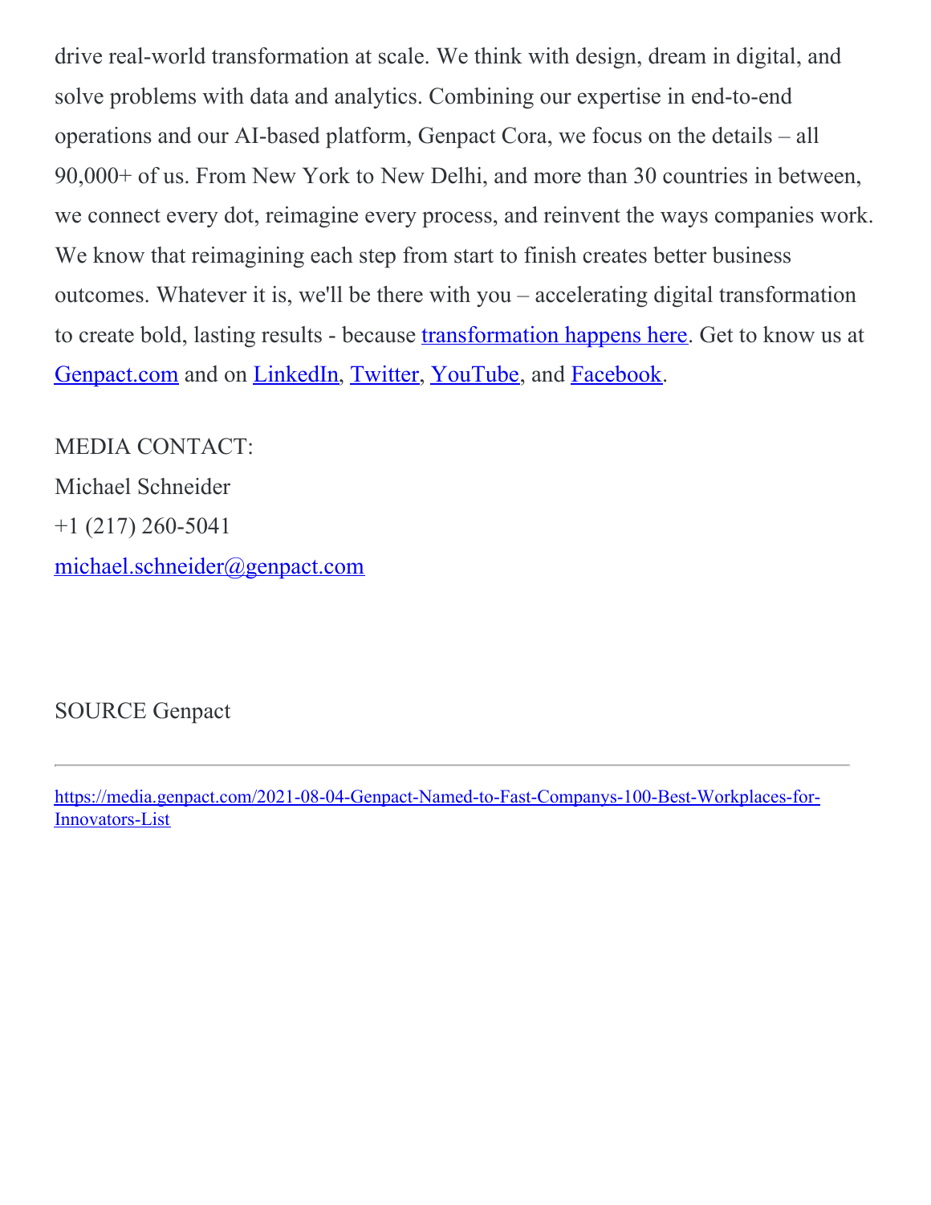drive real-world transformation at scale. We think with design, dream in digital, and solve problems with data and analytics. Combining our expertise in end-to-end operations and our AI-based platform, Genpact Cora, we focus on the details – all 90,000+ of us. From New York to New Delhi, and more than 30 countries in between, we connect every dot, reimagine every process, and reinvent the ways companies work. We know that reimagining each step from start to finish creates better business outcomes. Whatever it is, we'll be there with you – accelerating digital transformation to create bold, lasting results - because transformation happens here. Get to know us at Genpact.com and on LinkedIn, Twitter, YouTube, and Facebook.

MEDIA CONTACT:
Michael Schneider
+1 (217) 260-5041
michael.schneider@genpact.com

SOURCE Genpact

---

https://media.genpact.com/2021-08-04-Genpact-Named-to-Fast-Companys-100-Best-Workplaces-for-Innovators-List